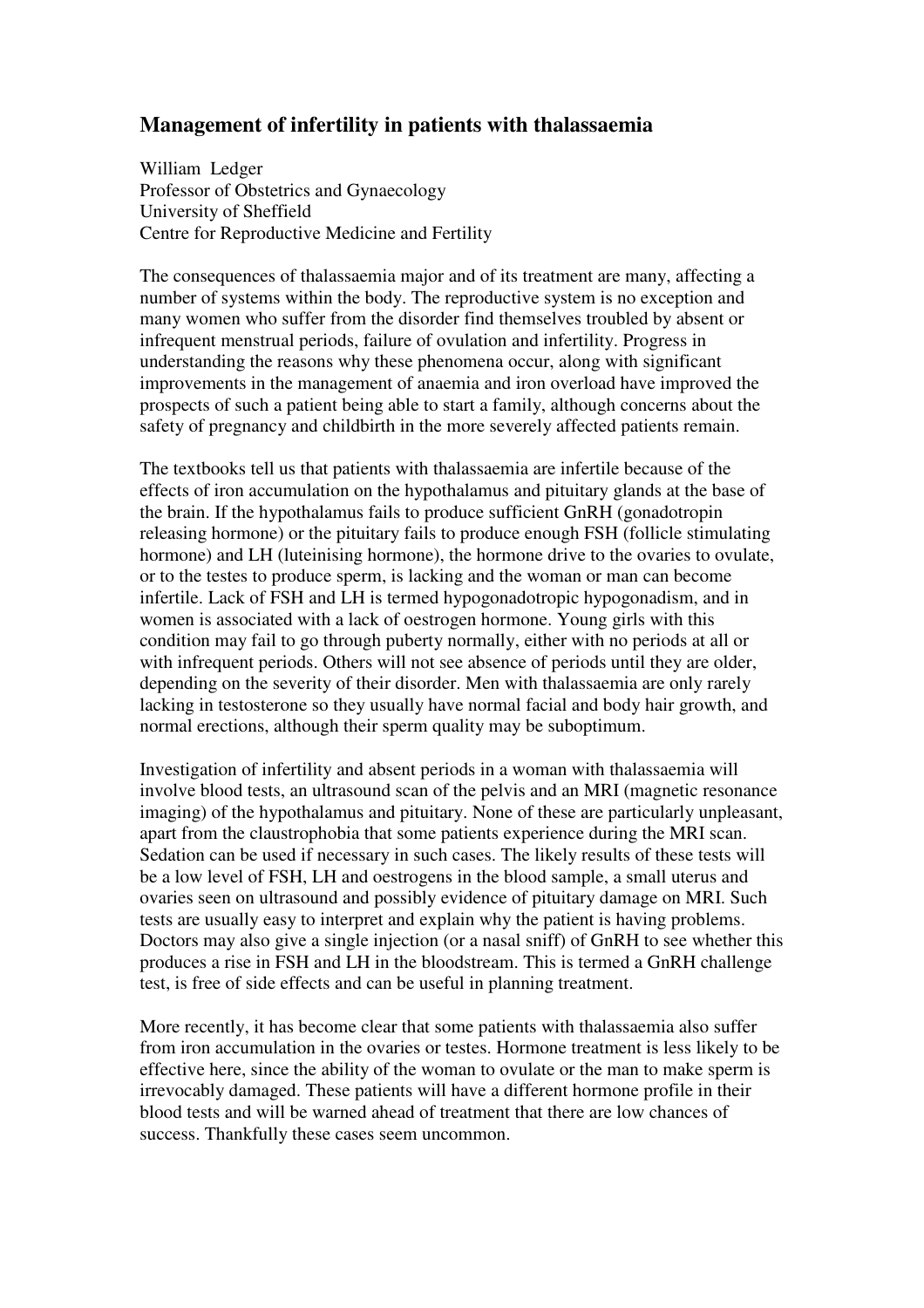# Management of infertility in patients with thalassaemia

William Ledger
Professor of Obstetrics and Gynaecology
University of Sheffield
Centre for Reproductive Medicine and Fertility

The consequences of thalassaemia major and of its treatment are many, affecting a number of systems within the body. The reproductive system is no exception and many women who suffer from the disorder find themselves troubled by absent or infrequent menstrual periods, failure of ovulation and infertility. Progress in understanding the reasons why these phenomena occur, along with significant improvements in the management of anaemia and iron overload have improved the prospects of such a patient being able to start a family, although concerns about the safety of pregnancy and childbirth in the more severely affected patients remain.

The textbooks tell us that patients with thalassaemia are infertile because of the effects of iron accumulation on the hypothalamus and pituitary glands at the base of the brain. If the hypothalamus fails to produce sufficient GnRH (gonadotropin releasing hormone) or the pituitary fails to produce enough FSH (follicle stimulating hormone) and LH (luteinising hormone), the hormone drive to the ovaries to ovulate, or to the testes to produce sperm, is lacking and the woman or man can become infertile. Lack of FSH and LH is termed hypogonadotropic hypogonadism, and in women is associated with a lack of oestrogen hormone. Young girls with this condition may fail to go through puberty normally, either with no periods at all or with infrequent periods. Others will not see absence of periods until they are older, depending on the severity of their disorder. Men with thalassaemia are only rarely lacking in testosterone so they usually have normal facial and body hair growth, and normal erections, although their sperm quality may be suboptimum.

Investigation of infertility and absent periods in a woman with thalassaemia will involve blood tests, an ultrasound scan of the pelvis and an MRI (magnetic resonance imaging) of the hypothalamus and pituitary. None of these are particularly unpleasant, apart from the claustrophobia that some patients experience during the MRI scan. Sedation can be used if necessary in such cases. The likely results of these tests will be a low level of FSH, LH and oestrogens in the blood sample, a small uterus and ovaries seen on ultrasound and possibly evidence of pituitary damage on MRI. Such tests are usually easy to interpret and explain why the patient is having problems. Doctors may also give a single injection (or a nasal sniff) of GnRH to see whether this produces a rise in FSH and LH in the bloodstream. This is termed a GnRH challenge test, is free of side effects and can be useful in planning treatment.

More recently, it has become clear that some patients with thalassaemia also suffer from iron accumulation in the ovaries or testes. Hormone treatment is less likely to be effective here, since the ability of the woman to ovulate or the man to make sperm is irrevocably damaged. These patients will have a different hormone profile in their blood tests and will be warned ahead of treatment that there are low chances of success. Thankfully these cases seem uncommon.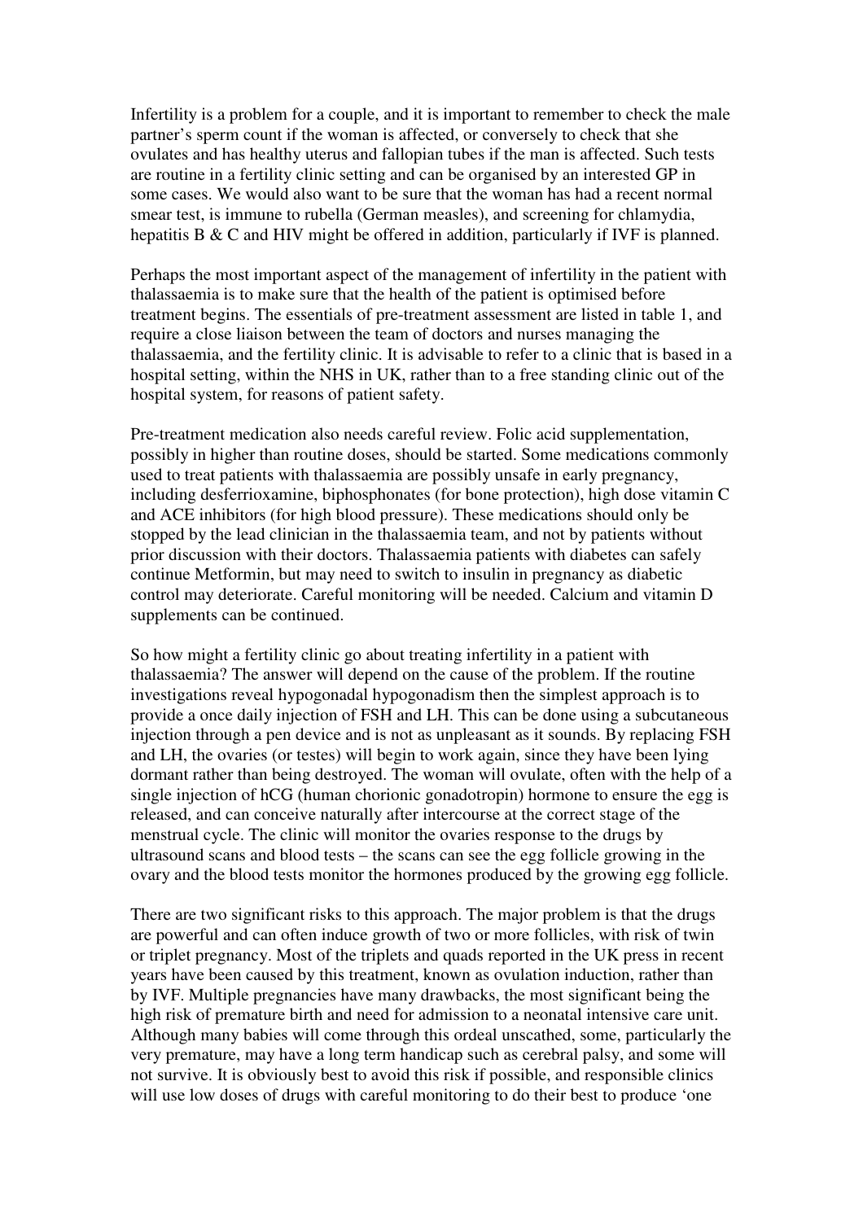Infertility is a problem for a couple, and it is important to remember to check the male partner's sperm count if the woman is affected, or conversely to check that she ovulates and has healthy uterus and fallopian tubes if the man is affected. Such tests are routine in a fertility clinic setting and can be organised by an interested GP in some cases. We would also want to be sure that the woman has had a recent normal smear test, is immune to rubella (German measles), and screening for chlamydia, hepatitis B & C and HIV might be offered in addition, particularly if IVF is planned.

Perhaps the most important aspect of the management of infertility in the patient with thalassaemia is to make sure that the health of the patient is optimised before treatment begins. The essentials of pre-treatment assessment are listed in table 1, and require a close liaison between the team of doctors and nurses managing the thalassaemia, and the fertility clinic. It is advisable to refer to a clinic that is based in a hospital setting, within the NHS in UK, rather than to a free standing clinic out of the hospital system, for reasons of patient safety.

Pre-treatment medication also needs careful review. Folic acid supplementation, possibly in higher than routine doses, should be started. Some medications commonly used to treat patients with thalassaemia are possibly unsafe in early pregnancy, including desferrioxamine, biphosphonates (for bone protection), high dose vitamin C and ACE inhibitors (for high blood pressure). These medications should only be stopped by the lead clinician in the thalassaemia team, and not by patients without prior discussion with their doctors. Thalassaemia patients with diabetes can safely continue Metformin, but may need to switch to insulin in pregnancy as diabetic control may deteriorate. Careful monitoring will be needed. Calcium and vitamin D supplements can be continued.

So how might a fertility clinic go about treating infertility in a patient with thalassaemia? The answer will depend on the cause of the problem. If the routine investigations reveal hypogonadal hypogonadism then the simplest approach is to provide a once daily injection of FSH and LH. This can be done using a subcutaneous injection through a pen device and is not as unpleasant as it sounds. By replacing FSH and LH, the ovaries (or testes) will begin to work again, since they have been lying dormant rather than being destroyed. The woman will ovulate, often with the help of a single injection of hCG (human chorionic gonadotropin) hormone to ensure the egg is released, and can conceive naturally after intercourse at the correct stage of the menstrual cycle. The clinic will monitor the ovaries response to the drugs by ultrasound scans and blood tests – the scans can see the egg follicle growing in the ovary and the blood tests monitor the hormones produced by the growing egg follicle.

There are two significant risks to this approach. The major problem is that the drugs are powerful and can often induce growth of two or more follicles, with risk of twin or triplet pregnancy. Most of the triplets and quads reported in the UK press in recent years have been caused by this treatment, known as ovulation induction, rather than by IVF. Multiple pregnancies have many drawbacks, the most significant being the high risk of premature birth and need for admission to a neonatal intensive care unit. Although many babies will come through this ordeal unscathed, some, particularly the very premature, may have a long term handicap such as cerebral palsy, and some will not survive. It is obviously best to avoid this risk if possible, and responsible clinics will use low doses of drugs with careful monitoring to do their best to produce 'one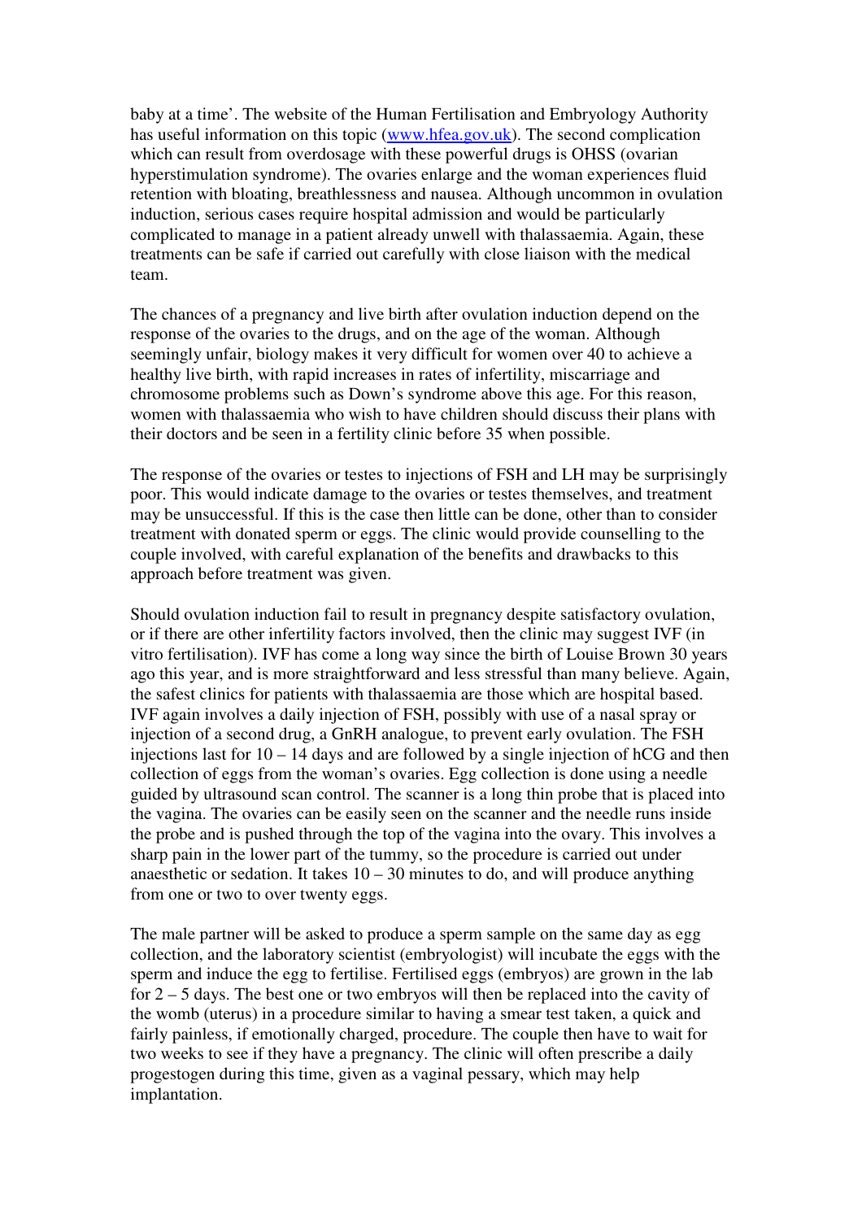baby at a time'. The website of the Human Fertilisation and Embryology Authority has useful information on this topic ([www.hfea.gov.uk](http://www.hfea.gov.uk)). The second complication which can result from overdosage with these powerful drugs is OHSS (ovarian hyperstimulation syndrome). The ovaries enlarge and the woman experiences fluid retention with bloating, breathlessness and nausea. Although uncommon in ovulation induction, serious cases require hospital admission and would be particularly complicated to manage in a patient already unwell with thalassaemia. Again, these treatments can be safe if carried out carefully with close liaison with the medical team.

The chances of a pregnancy and live birth after ovulation induction depend on the response of the ovaries to the drugs, and on the age of the woman. Although seemingly unfair, biology makes it very difficult for women over 40 to achieve a healthy live birth, with rapid increases in rates of infertility, miscarriage and chromosome problems such as Down's syndrome above this age. For this reason, women with thalassaemia who wish to have children should discuss their plans with their doctors and be seen in a fertility clinic before 35 when possible.

The response of the ovaries or testes to injections of FSH and LH may be surprisingly poor. This would indicate damage to the ovaries or testes themselves, and treatment may be unsuccessful. If this is the case then little can be done, other than to consider treatment with donated sperm or eggs. The clinic would provide counselling to the couple involved, with careful explanation of the benefits and drawbacks to this approach before treatment was given.

Should ovulation induction fail to result in pregnancy despite satisfactory ovulation, or if there are other infertility factors involved, then the clinic may suggest IVF (in vitro fertilisation). IVF has come a long way since the birth of Louise Brown 30 years ago this year, and is more straightforward and less stressful than many believe. Again, the safest clinics for patients with thalassaemia are those which are hospital based. IVF again involves a daily injection of FSH, possibly with use of a nasal spray or injection of a second drug, a GnRH analogue, to prevent early ovulation. The FSH injections last for 10 – 14 days and are followed by a single injection of hCG and then collection of eggs from the woman's ovaries. Egg collection is done using a needle guided by ultrasound scan control. The scanner is a long thin probe that is placed into the vagina. The ovaries can be easily seen on the scanner and the needle runs inside the probe and is pushed through the top of the vagina into the ovary. This involves a sharp pain in the lower part of the tummy, so the procedure is carried out under anaesthetic or sedation. It takes 10 – 30 minutes to do, and will produce anything from one or two to over twenty eggs.

The male partner will be asked to produce a sperm sample on the same day as egg collection, and the laboratory scientist (embryologist) will incubate the eggs with the sperm and induce the egg to fertilise. Fertilised eggs (embryos) are grown in the lab for 2 – 5 days. The best one or two embryos will then be replaced into the cavity of the womb (uterus) in a procedure similar to having a smear test taken, a quick and fairly painless, if emotionally charged, procedure. The couple then have to wait for two weeks to see if they have a pregnancy. The clinic will often prescribe a daily progestogen during this time, given as a vaginal pessary, which may help implantation.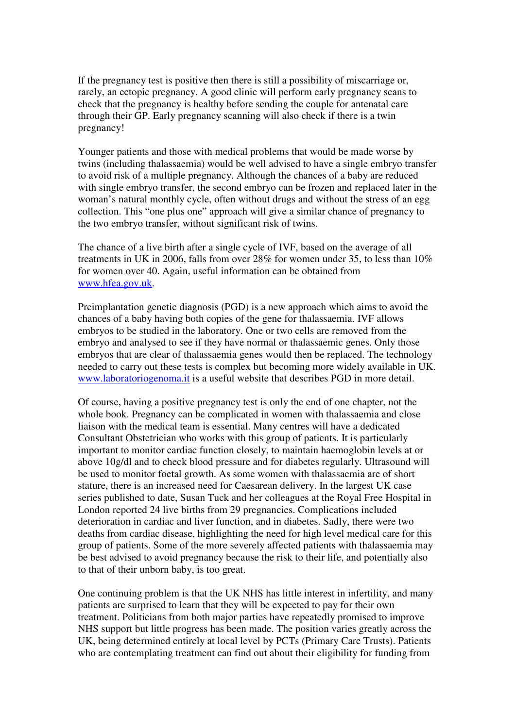If the pregnancy test is positive then there is still a possibility of miscarriage or, rarely, an ectopic pregnancy. A good clinic will perform early pregnancy scans to check that the pregnancy is healthy before sending the couple for antenatal care through their GP. Early pregnancy scanning will also check if there is a twin pregnancy!

Younger patients and those with medical problems that would be made worse by twins (including thalassaemia) would be well advised to have a single embryo transfer to avoid risk of a multiple pregnancy. Although the chances of a baby are reduced with single embryo transfer, the second embryo can be frozen and replaced later in the woman's natural monthly cycle, often without drugs and without the stress of an egg collection. This "one plus one" approach will give a similar chance of pregnancy to the two embryo transfer, without significant risk of twins.

The chance of a live birth after a single cycle of IVF, based on the average of all treatments in UK in 2006, falls from over 28% for women under 35, to less than 10% for women over 40. Again, useful information can be obtained from [www.hfea.gov.uk](http://www.hfea.gov.uk).

Preimplantation genetic diagnosis (PGD) is a new approach which aims to avoid the chances of a baby having both copies of the gene for thalassaemia. IVF allows embryos to be studied in the laboratory. One or two cells are removed from the embryo and analysed to see if they have normal or thalassaemic genes. Only those embryos that are clear of thalassaemia genes would then be replaced. The technology needed to carry out these tests is complex but becoming more widely available in UK. [www.laboratoriogenoma.it](http://www.laboratoriogenoma.it) is a useful website that describes PGD in more detail.

Of course, having a positive pregnancy test is only the end of one chapter, not the whole book. Pregnancy can be complicated in women with thalassaemia and close liaison with the medical team is essential. Many centres will have a dedicated Consultant Obstetrician who works with this group of patients. It is particularly important to monitor cardiac function closely, to maintain haemoglobin levels at or above 10g/dl and to check blood pressure and for diabetes regularly. Ultrasound will be used to monitor foetal growth. As some women with thalassaemia are of short stature, there is an increased need for Caesarean delivery. In the largest UK case series published to date, Susan Tuck and her colleagues at the Royal Free Hospital in London reported 24 live births from 29 pregnancies. Complications included deterioration in cardiac and liver function, and in diabetes. Sadly, there were two deaths from cardiac disease, highlighting the need for high level medical care for this group of patients. Some of the more severely affected patients with thalassaemia may be best advised to avoid pregnancy because the risk to their life, and potentially also to that of their unborn baby, is too great.

One continuing problem is that the UK NHS has little interest in infertility, and many patients are surprised to learn that they will be expected to pay for their own treatment. Politicians from both major parties have repeatedly promised to improve NHS support but little progress has been made. The position varies greatly across the UK, being determined entirely at local level by PCTs (Primary Care Trusts). Patients who are contemplating treatment can find out about their eligibility for funding from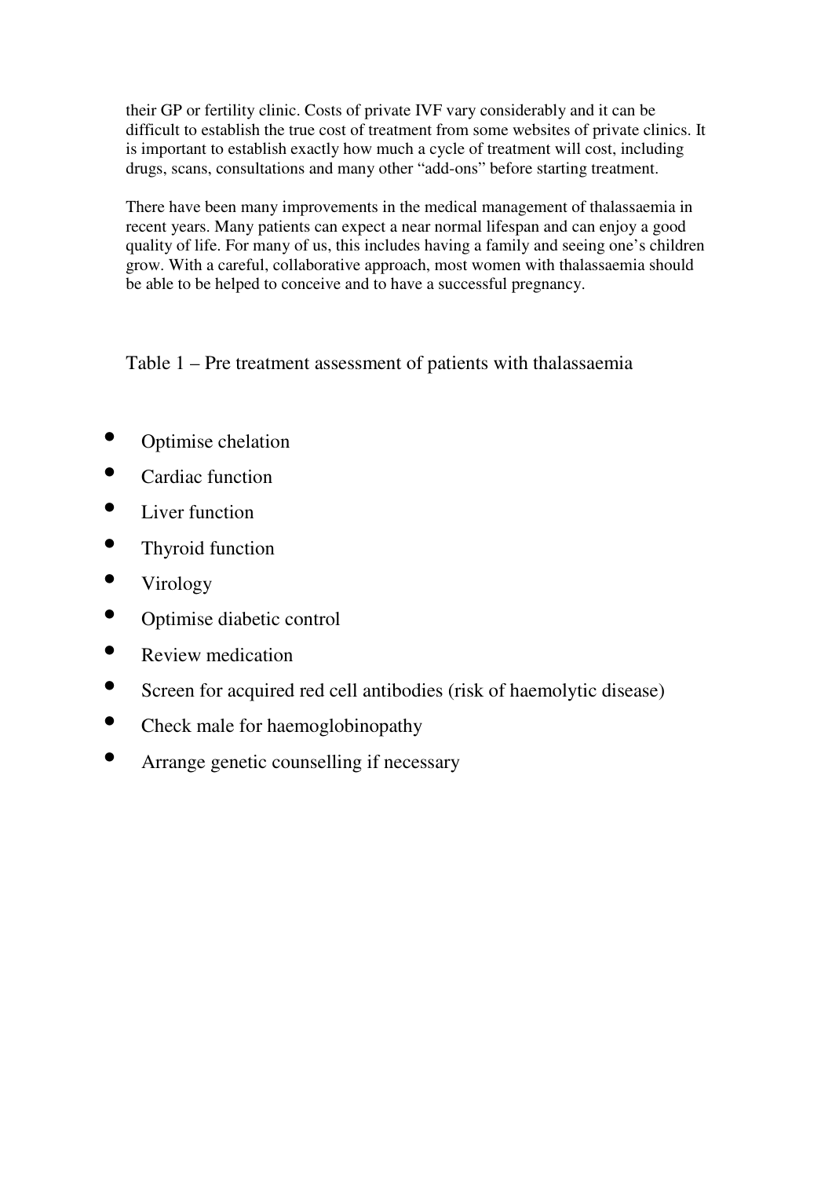their GP or fertility clinic. Costs of private IVF vary considerably and it can be difficult to establish the true cost of treatment from some websites of private clinics. It is important to establish exactly how much a cycle of treatment will cost, including drugs, scans, consultations and many other "add-ons" before starting treatment.

There have been many improvements in the medical management of thalassaemia in recent years. Many patients can expect a near normal lifespan and can enjoy a good quality of life. For many of us, this includes having a family and seeing one's children grow. With a careful, collaborative approach, most women with thalassaemia should be able to be helped to conceive and to have a successful pregnancy.

Table 1 – Pre treatment assessment of patients with thalassaemia

- Optimise chelation
- Cardiac function
- Liver function
- Thyroid function
- Virology
- Optimise diabetic control
- Review medication
- Screen for acquired red cell antibodies (risk of haemolytic disease)
- Check male for haemoglobinopathy
- Arrange genetic counselling if necessary